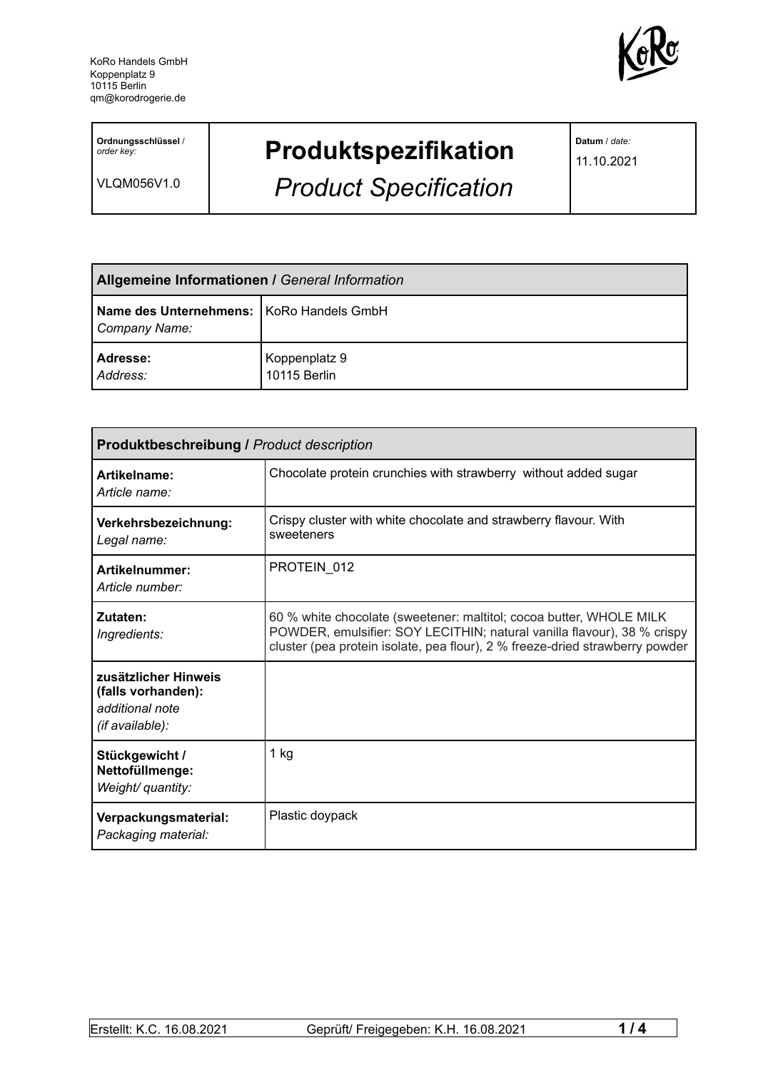KoRo Handels GmbH
Koppenplatz 9
10115 Berlin
qm@korodrogerie.de

| **Ordnungsschlüssel** / *order key:* VLQM056V1.0 | **Produktspezifikation** *Product Specification* | **Datum** / *date:* 11.10.2021 |
|---|---|---|

| **Allgemeine Informationen /** *General Information* | |
|---|---|
| **Name des Unternehmens:** *Company Name:* | KoRo Handels GmbH |
| **Adresse:** *Address:* | Koppenplatz 9 10115 Berlin |

| **Produktbeschreibung /** *Product description* | |
|---|---|
| **Artikelname:** *Article name:* | Chocolate protein crunchies with strawberry without added sugar |
| **Verkehrsbezeichnung:** *Legal name:* | Crispy cluster with white chocolate and strawberry flavour. With sweeteners |
| **Artikelnummer:** *Article number:* | PROTEIN_012 |
| **Zutaten:** *Ingredients:* | 60 % white chocolate (sweetener: maltitol; cocoa butter, WHOLE MILK POWDER, emulsifier: SOY LECITHIN; natural vanilla flavour), 38 % crispy cluster (pea protein isolate, pea flour), 2 % freeze-dried strawberry powder |
| **zusätzlicher Hinweis (falls vorhanden):** *additional note (if available):* | |
| **Stückgewicht / Nettofüllmenge:** *Weight/ quantity:* | 1 kg |
| **Verpackungsmaterial:** *Packaging material:* | Plastic doypack |

Erstellt: K.C. 16.08.2021 Geprüft/ Freigegeben: K.H. 16.08.2021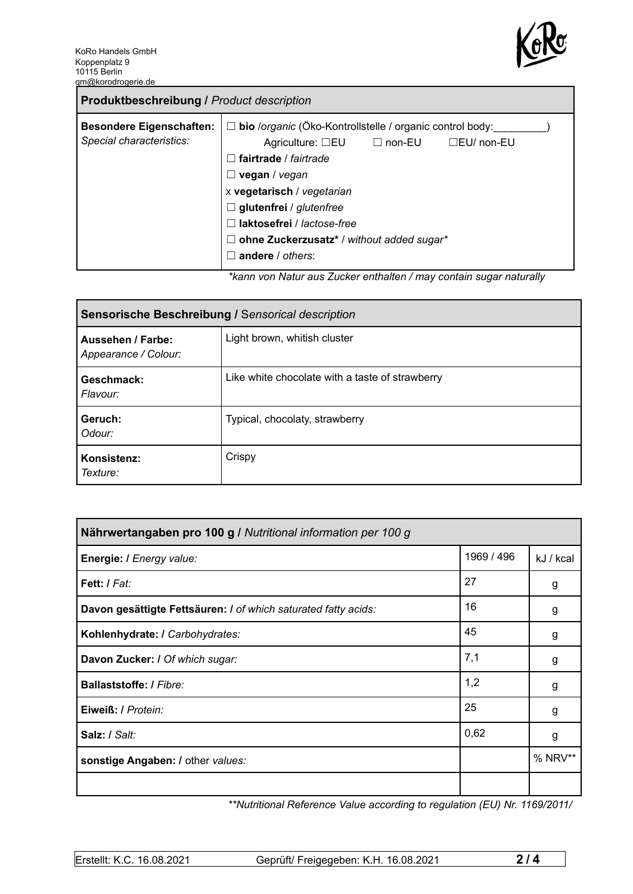KoRo Handels GmbH
Koppenplatz 9
10115 Berlin
qm@korodrogerie.de

| **Produktbeschreibung /** *Product description* | |
|---|---|
| **Besondere Eigenschaften:** *Special characteristics:* | ☐ **bio** /*organic* (Öko-Kontrollstelle / organic control body:_________) Agriculture: ☐EU ☐ non-EU ☐EU/ non-EU<br>☐ **fairtrade** / *fairtrade*<br>☐ **vegan** / *vegan*<br>x **vegetarisch** / *vegetarian*<br>☐ **glutenfrei** / *glutenfree*<br>☐ **laktosefrei** / *lactose-free*<br>☐ **ohne Zuckerzusatz*** / *without added sugar**<br>☐ **andere** / *others*: |

*\*kann von Natur aus Zucker enthalten / may contain sugar naturally*

| **Sensorische Beschreibung /** Sensorical description | |
|---|---|
| **Aussehen / Farbe:** *Appearance / Colour:* | Light brown, whitish cluster |
| **Geschmack:** *Flavour:* | Like white chocolate with a taste of strawberry |
| **Geruch:** *Odour:* | Typical, chocolaty, strawberry |
| **Konsistenz:** *Texture:* | Crispy |

| **Nährwertangaben pro 100 g /** *Nutritional information per 100 g* | | |
|---|---|---|
| **Energie: /** *Energy value:* | 1969 / 496 | kJ / kcal |
| **Fett: /** *Fat:* | 27 | g |
| **Davon gesättigte Fettsäuren: /** *of which saturated fatty acids:* | 16 | g |
| **Kohlenhydrate: /** *Carbohydrates:* | 45 | g |
| **Davon Zucker: /** *Of which sugar:* | 7,1 | g |
| **Ballaststoffe: /** *Fibre:* | 1,2 | g |
| **Eiweiß: /** *Protein:* | 25 | g |
| **Salz: /** *Salt:* | 0,62 | g |
| **sonstige Angaben: /** other *values:* | | % NRV** |
| | | |

*\*\*Nutritional Reference Value according to regulation (EU) Nr. 1169/2011/*

| Erstellt: K.C. 16.08.2021 | Geprüft/ Freigegeben: K.H. 16.08.2021 |
|---|---|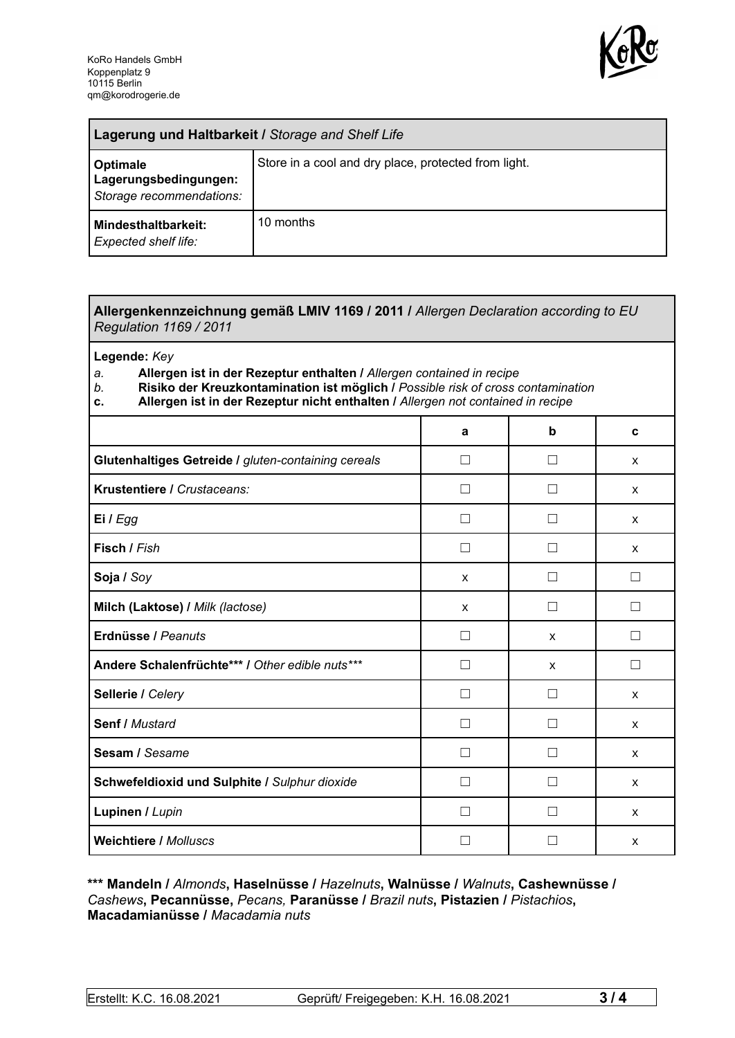KoRo Handels GmbH
Koppenplatz 9
10115 Berlin
qm@korodrogerie.de

| **Lagerung und Haltbarkeit /** *Storage and Shelf Life* | |
|---|---|
| **Optimale Lagerungsbedingungen:** *Storage recommendations:* | Store in a cool and dry place, protected from light. |
| **Mindesthaltbarkeit:** *Expected shelf life:* | 10 months |

**Allergenkennzeichnung gemäß LMIV 1169 / 2011 /** *Allergen Declaration according to EU Regulation 1169 / 2011*

**Legende:** *Key*

*a.* **Allergen ist in der Rezeptur enthalten /** *Allergen contained in recipe*
*b.* **Risiko der Kreuzkontamination ist möglich /** *Possible risk of cross contamination*
**c.** **Allergen ist in der Rezeptur nicht enthalten /** *Allergen not contained in recipe*

| | a | b | c |
|---|---|---|---|
| **Glutenhaltiges Getreide /** *gluten-containing cereals* | ☐ | ☐ | x |
| **Krustentiere /** *Crustaceans:* | ☐ | ☐ | x |
| **Ei /** *Egg* | ☐ | ☐ | x |
| **Fisch /** *Fish* | ☐ | ☐ | x |
| **Soja /** *Soy* | x | ☐ | ☐ |
| **Milch (Laktose) /** *Milk (lactose)* | x | ☐ | ☐ |
| **Erdnüsse /** *Peanuts* | ☐ | x | ☐ |
| **Andere Schalenfrüchte\*\*\* /** *Other edible nuts\*\*\** | ☐ | x | ☐ |
| **Sellerie /** *Celery* | ☐ | ☐ | x |
| **Senf /** *Mustard* | ☐ | ☐ | x |
| **Sesam /** *Sesame* | ☐ | ☐ | x |
| **Schwefeldioxid und Sulphite /** *Sulphur dioxide* | ☐ | ☐ | x |
| **Lupinen /** *Lupin* | ☐ | ☐ | x |
| **Weichtiere /** *Molluscs* | ☐ | ☐ | x |

**\*\*\* Mandeln /** *Almonds*, **Haselnüsse /** *Hazelnuts*, **Walnüsse /** *Walnuts*, **Cashewnüsse /** *Cashews*, **Pecannüsse,** *Pecans,* **Paranüsse /** *Brazil nuts*, **Pistazien /** *Pistachios*, **Macadamianüsse /** *Macadamia nuts*

Erstellt: K.C. 16.08.2021 | Geprüft/ Freigegeben: K.H. 16.08.2021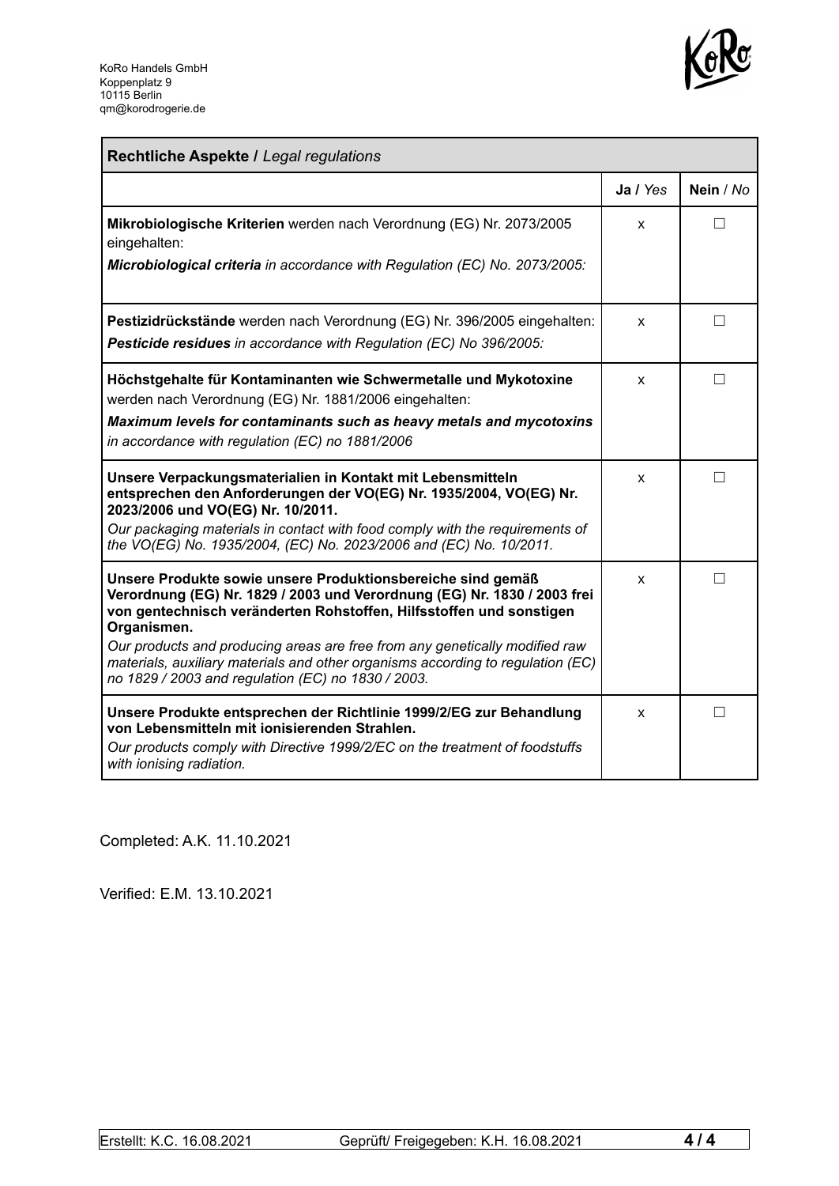KoRo Handels GmbH
Koppenplatz 9
10115 Berlin
qm@korodrogerie.de

| **Rechtliche Aspekte /** *Legal regulations* | | |
|---|---|---|
| | **Ja /** *Yes* | **Nein** / *No* |
| **Mikrobiologische Kriterien** werden nach Verordnung (EG) Nr. 2073/2005 eingehalten:<br>***Microbiological criteria*** *in accordance with Regulation (EC) No. 2073/2005:* | x | ☐ |
| **Pestizidrückstände** werden nach Verordnung (EG) Nr. 396/2005 eingehalten:<br>***Pesticide residues*** *in accordance with Regulation (EC) No 396/2005:* | x | ☐ |
| **Höchstgehalte für Kontaminanten wie Schwermetalle und Mykotoxine** werden nach Verordnung (EG) Nr. 1881/2006 eingehalten:<br>***Maximum levels for contaminants such as heavy metals and mycotoxins*** *in accordance with regulation (EC) no 1881/2006* | x | ☐ |
| **Unsere Verpackungsmaterialien in Kontakt mit Lebensmitteln entsprechen den Anforderungen der VO(EG) Nr. 1935/2004, VO(EG) Nr. 2023/2006 und VO(EG) Nr. 10/2011.**<br>*Our packaging materials in contact with food comply with the requirements of the VO(EG) No. 1935/2004, (EC) No. 2023/2006 and (EC) No. 10/2011.* | x | ☐ |
| **Unsere Produkte sowie unsere Produktionsbereiche sind gemäß Verordnung (EG) Nr. 1829 / 2003 und Verordnung (EG) Nr. 1830 / 2003 frei von gentechnisch veränderten Rohstoffen, Hilfsstoffen und sonstigen Organismen.**<br>*Our products and producing areas are free from any genetically modified raw materials, auxiliary materials and other organisms according to regulation (EC) no 1829 / 2003 and regulation (EC) no 1830 / 2003.* | x | ☐ |
| **Unsere Produkte entsprechen der Richtlinie 1999/2/EG zur Behandlung von Lebensmitteln mit ionisierenden Strahlen.**<br>*Our products comply with Directive 1999/2/EC on the treatment of foodstuffs with ionising radiation.* | x | ☐ |

Completed: A.K. 11.10.2021

Verified: E.M. 13.10.2021

Erstellt: K.C. 16.08.2021 Geprüft/ Freigegeben: K.H. 16.08.2021